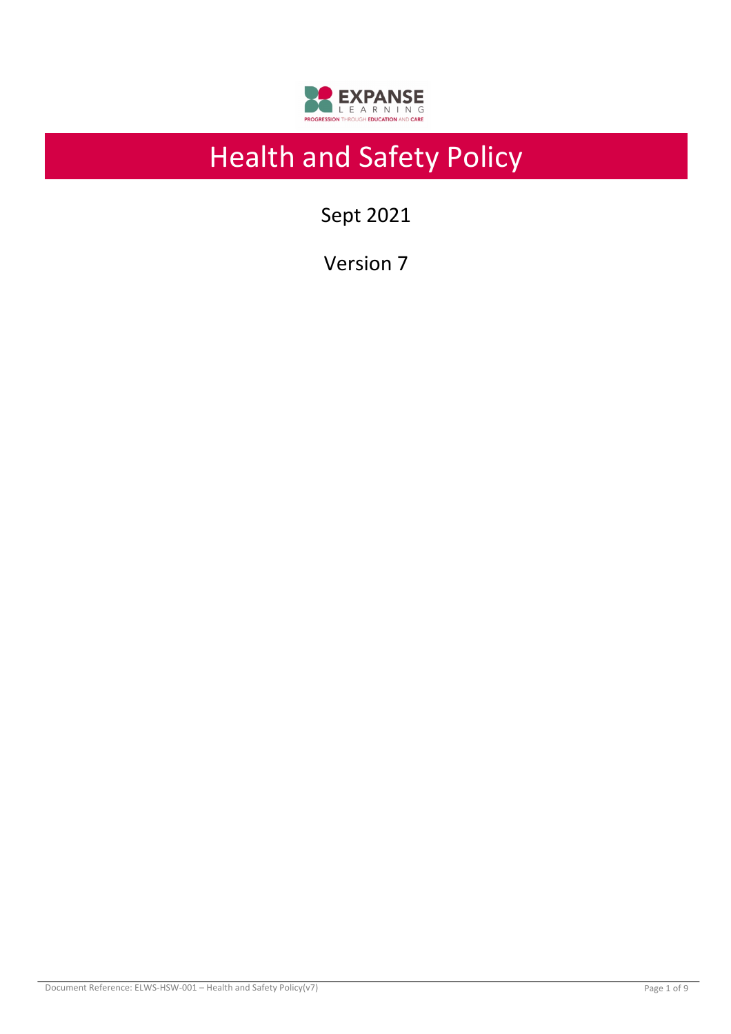# Health and Safety Policy

Sept 2021

Version 7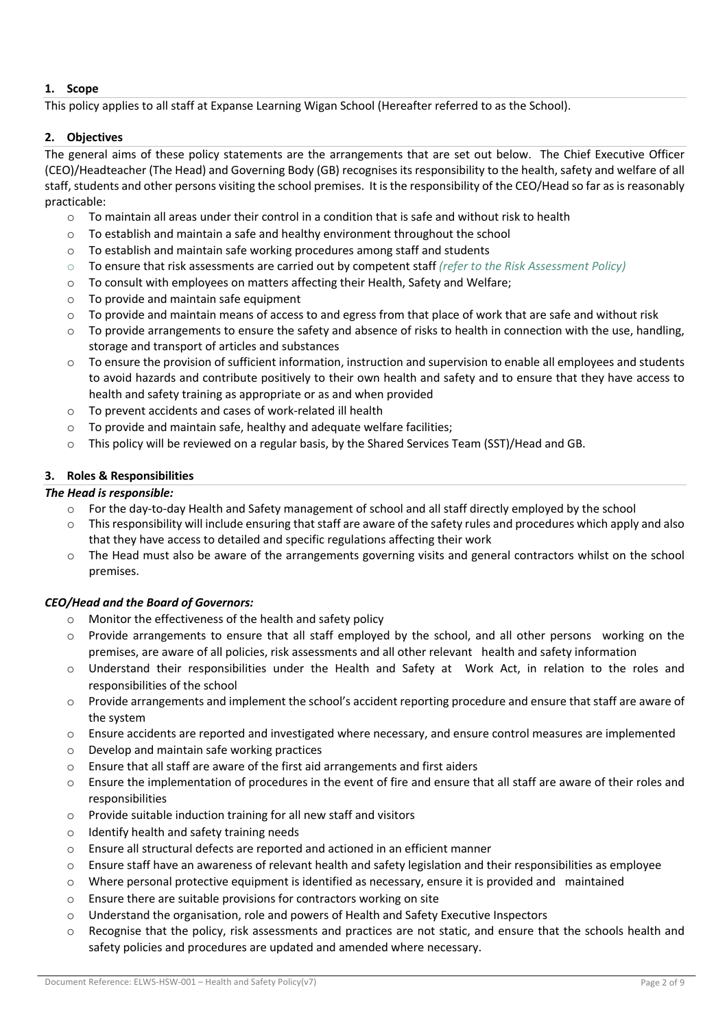## 1. Scope

This policy applies to all staff at Expanse Learning Wigan School (Hereafter referred to as the School).

## 2. Objectives

The general aims of these policy statements are the arrangements that are set out below. The Chief Executive Officer (CEO)/Headteacher (The Head) and Governing Body (GB) recognises its responsibility to the health, safety and welfare of all staff, students and other persons visiting the school premises. It is the responsibility of the CEO/Head so far as is reasonably practicable:

- To maintain all areas under their control in a condition that is safe and without risk to health
- To establish and maintain a safe and healthy environment throughout the school
- To establish and maintain safe working procedures among staff and students
- To ensure that risk assessments are carried out by competent staff *(refer to the Risk Assessment Policy)*
- To consult with employees on matters affecting their Health, Safety and Welfare;
- To provide and maintain safe equipment
- To provide and maintain means of access to and egress from that place of work that are safe and without risk
- To provide arrangements to ensure the safety and absence of risks to health in connection with the use, handling, storage and transport of articles and substances
- To ensure the provision of sufficient information, instruction and supervision to enable all employees and students to avoid hazards and contribute positively to their own health and safety and to ensure that they have access to health and safety training as appropriate or as and when provided
- To prevent accidents and cases of work-related ill health
- To provide and maintain safe, healthy and adequate welfare facilities;
- This policy will be reviewed on a regular basis, by the Shared Services Team (SST)/Head and GB.

## 3. Roles & Responsibilities

***The Head is responsible:***

- For the day-to-day Health and Safety management of school and all staff directly employed by the school
- This responsibility will include ensuring that staff are aware of the safety rules and procedures which apply and also that they have access to detailed and specific regulations affecting their work
- The Head must also be aware of the arrangements governing visits and general contractors whilst on the school premises.

***CEO/Head and the Board of Governors:***

- Monitor the effectiveness of the health and safety policy
- Provide arrangements to ensure that all staff employed by the school, and all other persons working on the premises, are aware of all policies, risk assessments and all other relevant health and safety information
- Understand their responsibilities under the Health and Safety at Work Act, in relation to the roles and responsibilities of the school
- Provide arrangements and implement the school's accident reporting procedure and ensure that staff are aware of the system
- Ensure accidents are reported and investigated where necessary, and ensure control measures are implemented
- Develop and maintain safe working practices
- Ensure that all staff are aware of the first aid arrangements and first aiders
- Ensure the implementation of procedures in the event of fire and ensure that all staff are aware of their roles and responsibilities
- Provide suitable induction training for all new staff and visitors
- Identify health and safety training needs
- Ensure all structural defects are reported and actioned in an efficient manner
- Ensure staff have an awareness of relevant health and safety legislation and their responsibilities as employee
- Where personal protective equipment is identified as necessary, ensure it is provided and maintained
- Ensure there are suitable provisions for contractors working on site
- Understand the organisation, role and powers of Health and Safety Executive Inspectors
- Recognise that the policy, risk assessments and practices are not static, and ensure that the schools health and safety policies and procedures are updated and amended where necessary.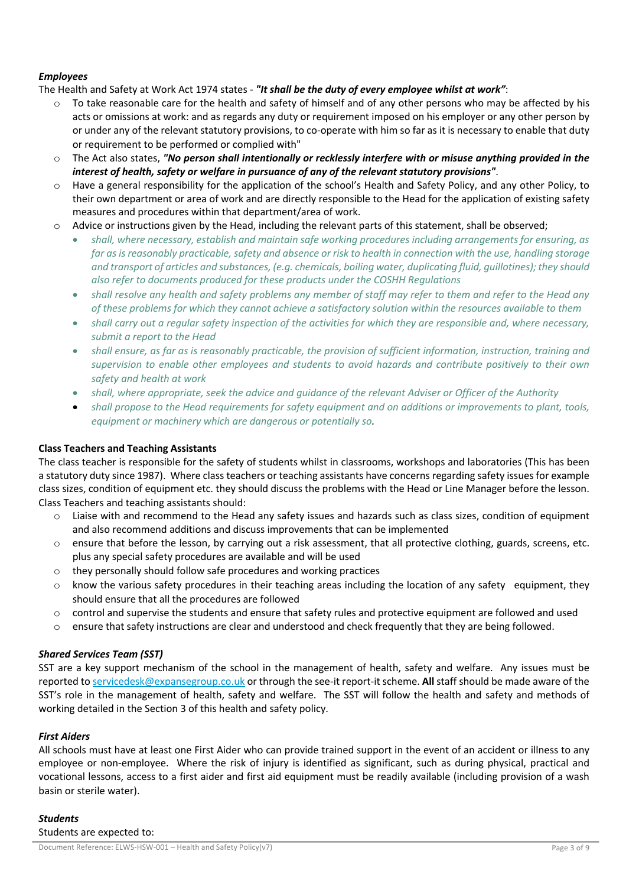### *Employees*

The Health and Safety at Work Act 1974 states - ***"It shall be the duty of every employee whilst at work"***:

- To take reasonable care for the health and safety of himself and of any other persons who may be affected by his acts or omissions at work: and as regards any duty or requirement imposed on his employer or any other person by or under any of the relevant statutory provisions, to co-operate with him so far as it is necessary to enable that duty or requirement to be performed or complied with"
- The Act also states, ***"No person shall intentionally or recklessly interfere with or misuse anything provided in the interest of health, safety or welfare in pursuance of any of the relevant statutory provisions"***.
- Have a general responsibility for the application of the school's Health and Safety Policy, and any other Policy, to their own department or area of work and are directly responsible to the Head for the application of existing safety measures and procedures within that department/area of work.
- Advice or instructions given by the Head, including the relevant parts of this statement, shall be observed;
  - *shall, where necessary, establish and maintain safe working procedures including arrangements for ensuring, as far as is reasonably practicable, safety and absence or risk to health in connection with the use, handling storage and transport of articles and substances, (e.g. chemicals, boiling water, duplicating fluid, guillotines); they should also refer to documents produced for these products under the COSHH Regulations*
  - *shall resolve any health and safety problems any member of staff may refer to them and refer to the Head any of these problems for which they cannot achieve a satisfactory solution within the resources available to them*
  - *shall carry out a regular safety inspection of the activities for which they are responsible and, where necessary, submit a report to the Head*
  - *shall ensure, as far as is reasonably practicable, the provision of sufficient information, instruction, training and supervision to enable other employees and students to avoid hazards and contribute positively to their own safety and health at work*
  - *shall, where appropriate, seek the advice and guidance of the relevant Adviser or Officer of the Authority*
  - *shall propose to the Head requirements for safety equipment and on additions or improvements to plant, tools, equipment or machinery which are dangerous or potentially so.*

### Class Teachers and Teaching Assistants

The class teacher is responsible for the safety of students whilst in classrooms, workshops and laboratories (This has been a statutory duty since 1987). Where class teachers or teaching assistants have concerns regarding safety issues for example class sizes, condition of equipment etc. they should discuss the problems with the Head or Line Manager before the lesson. Class Teachers and teaching assistants should:

- Liaise with and recommend to the Head any safety issues and hazards such as class sizes, condition of equipment and also recommend additions and discuss improvements that can be implemented
- ensure that before the lesson, by carrying out a risk assessment, that all protective clothing, guards, screens, etc. plus any special safety procedures are available and will be used
- they personally should follow safe procedures and working practices
- know the various safety procedures in their teaching areas including the location of any safety equipment, they should ensure that all the procedures are followed
- control and supervise the students and ensure that safety rules and protective equipment are followed and used
- ensure that safety instructions are clear and understood and check frequently that they are being followed.

### *Shared Services Team (SST)*

SST are a key support mechanism of the school in the management of health, safety and welfare. Any issues must be reported to servicedesk@expansegroup.co.uk or through the see-it report-it scheme. **All** staff should be made aware of the SST's role in the management of health, safety and welfare. The SST will follow the health and safety and methods of working detailed in the Section 3 of this health and safety policy.

### *First Aiders*

All schools must have at least one First Aider who can provide trained support in the event of an accident or illness to any employee or non-employee. Where the risk of injury is identified as significant, such as during physical, practical and vocational lessons, access to a first aider and first aid equipment must be readily available (including provision of a wash basin or sterile water).

### *Students*

Students are expected to: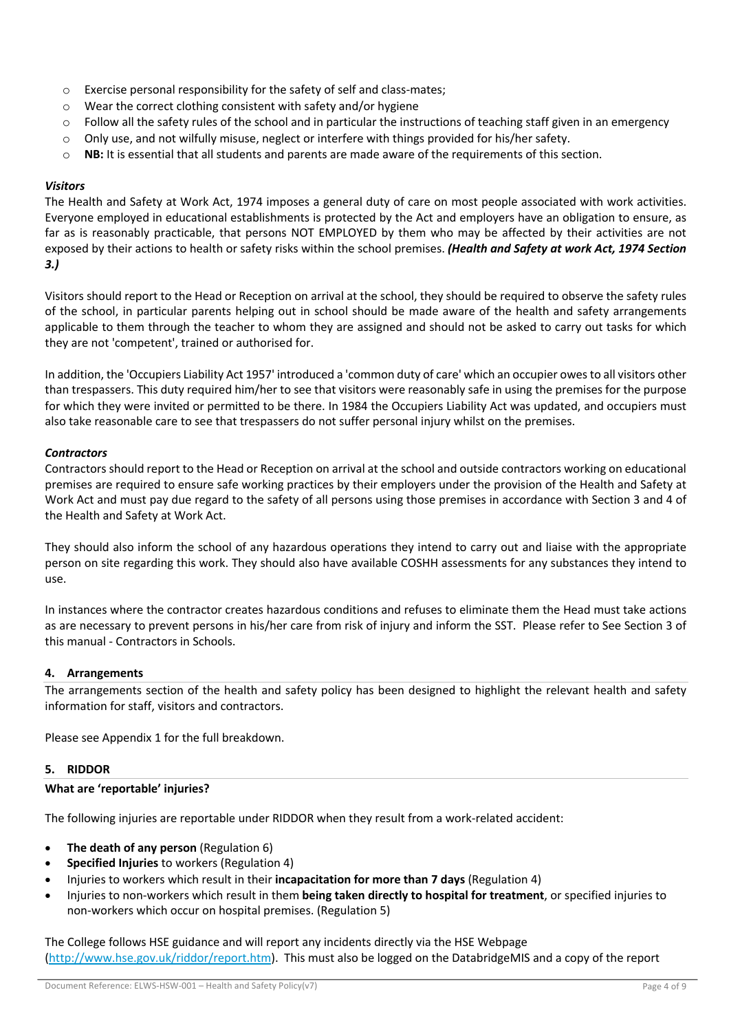- Exercise personal responsibility for the safety of self and class-mates;
- Wear the correct clothing consistent with safety and/or hygiene
- Follow all the safety rules of the school and in particular the instructions of teaching staff given in an emergency
- Only use, and not wilfully misuse, neglect or interfere with things provided for his/her safety.
- **NB:** It is essential that all students and parents are made aware of the requirements of this section.

***Visitors***

The Health and Safety at Work Act, 1974 imposes a general duty of care on most people associated with work activities. Everyone employed in educational establishments is protected by the Act and employers have an obligation to ensure, as far as is reasonably practicable, that persons NOT EMPLOYED by them who may be affected by their activities are not exposed by their actions to health or safety risks within the school premises. ***(Health and Safety at work Act, 1974 Section 3.)***

Visitors should report to the Head or Reception on arrival at the school, they should be required to observe the safety rules of the school, in particular parents helping out in school should be made aware of the health and safety arrangements applicable to them through the teacher to whom they are assigned and should not be asked to carry out tasks for which they are not 'competent', trained or authorised for.

In addition, the 'Occupiers Liability Act 1957' introduced a 'common duty of care' which an occupier owes to all visitors other than trespassers. This duty required him/her to see that visitors were reasonably safe in using the premises for the purpose for which they were invited or permitted to be there. In 1984 the Occupiers Liability Act was updated, and occupiers must also take reasonable care to see that trespassers do not suffer personal injury whilst on the premises.

***Contractors***

Contractors should report to the Head or Reception on arrival at the school and outside contractors working on educational premises are required to ensure safe working practices by their employers under the provision of the Health and Safety at Work Act and must pay due regard to the safety of all persons using those premises in accordance with Section 3 and 4 of the Health and Safety at Work Act.

They should also inform the school of any hazardous operations they intend to carry out and liaise with the appropriate person on site regarding this work. They should also have available COSHH assessments for any substances they intend to use.

In instances where the contractor creates hazardous conditions and refuses to eliminate them the Head must take actions as are necessary to prevent persons in his/her care from risk of injury and inform the SST. Please refer to See Section 3 of this manual - Contractors in Schools.

## 4. Arrangements

The arrangements section of the health and safety policy has been designed to highlight the relevant health and safety information for staff, visitors and contractors.

Please see Appendix 1 for the full breakdown.

## 5. RIDDOR

**What are 'reportable' injuries?**

The following injuries are reportable under RIDDOR when they result from a work-related accident:

- **The death of any person** (Regulation 6)
- **Specified Injuries** to workers (Regulation 4)
- Injuries to workers which result in their **incapacitation for more than 7 days** (Regulation 4)
- Injuries to non-workers which result in them **being taken directly to hospital for treatment**, or specified injuries to non-workers which occur on hospital premises. (Regulation 5)

The College follows HSE guidance and will report any incidents directly via the HSE Webpage (http://www.hse.gov.uk/riddor/report.htm). This must also be logged on the DatabridgeMIS and a copy of the report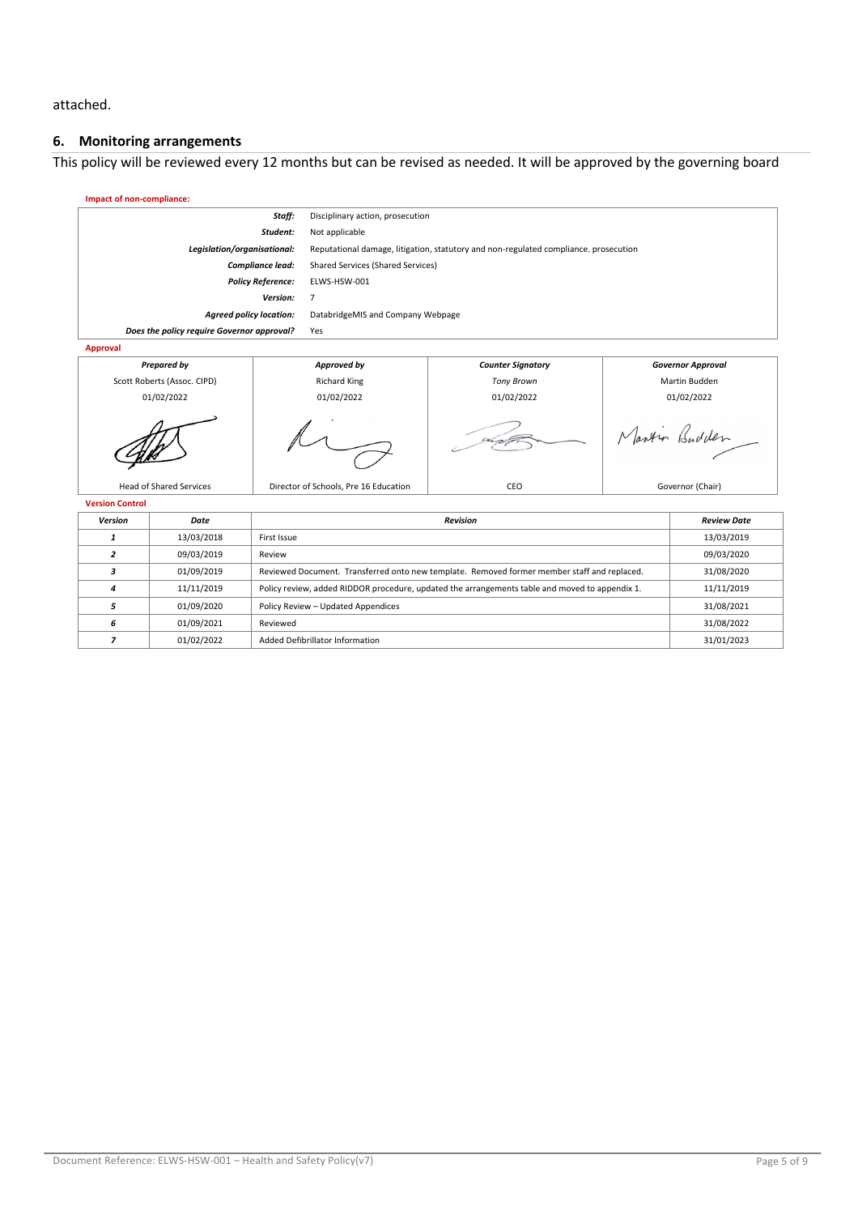attached.

## 6. Monitoring arrangements

This policy will be reviewed every 12 months but can be revised as needed. It will be approved by the governing board

**Impact of non-compliance:**

| | |
|---|---|
| ***Staff:*** | Disciplinary action, prosecution |
| ***Student:*** | Not applicable |
| ***Legislation/organisational:*** | Reputational damage, litigation, statutory and non-regulated compliance. prosecution |
| ***Compliance lead:*** | Shared Services (Shared Services) |
| ***Policy Reference:*** | ELWS-HSW-001 |
| ***Version:*** | 7 |
| ***Agreed policy location:*** | DatabridgeMIS and Company Webpage |
| ***Does the policy require Governor approval?*** | Yes |

**Approval**

| *Prepared by* | *Approved by* | *Counter Signatory* | *Governor Approval* |
|---|---|---|---|
| Scott Roberts (Assoc. CIPD) | Richard King | *Tony Brown* | Martin Budden |
| 01/02/2022 | 01/02/2022 | 01/02/2022 | 01/02/2022 |
| [signature] | [signature] | [signature] | [signature] |
| Head of Shared Services | Director of Schools, Pre 16 Education | CEO | Governor (Chair) |

**Version Control**

| *Version* | *Date* | *Revision* | *Review Date* |
|---|---|---|---|
| *1* | 13/03/2018 | First Issue | 13/03/2019 |
| *2* | 09/03/2019 | Review | 09/03/2020 |
| *3* | 01/09/2019 | Reviewed Document. Transferred onto new template. Removed former member staff and replaced. | 31/08/2020 |
| *4* | 11/11/2019 | Policy review, added RIDDOR procedure, updated the arrangements table and moved to appendix 1. | 11/11/2019 |
| *5* | 01/09/2020 | Policy Review – Updated Appendices | 31/08/2021 |
| *6* | 01/09/2021 | Reviewed | 31/08/2022 |
| *7* | 01/02/2022 | Added Defibrillator Information | 31/01/2023 |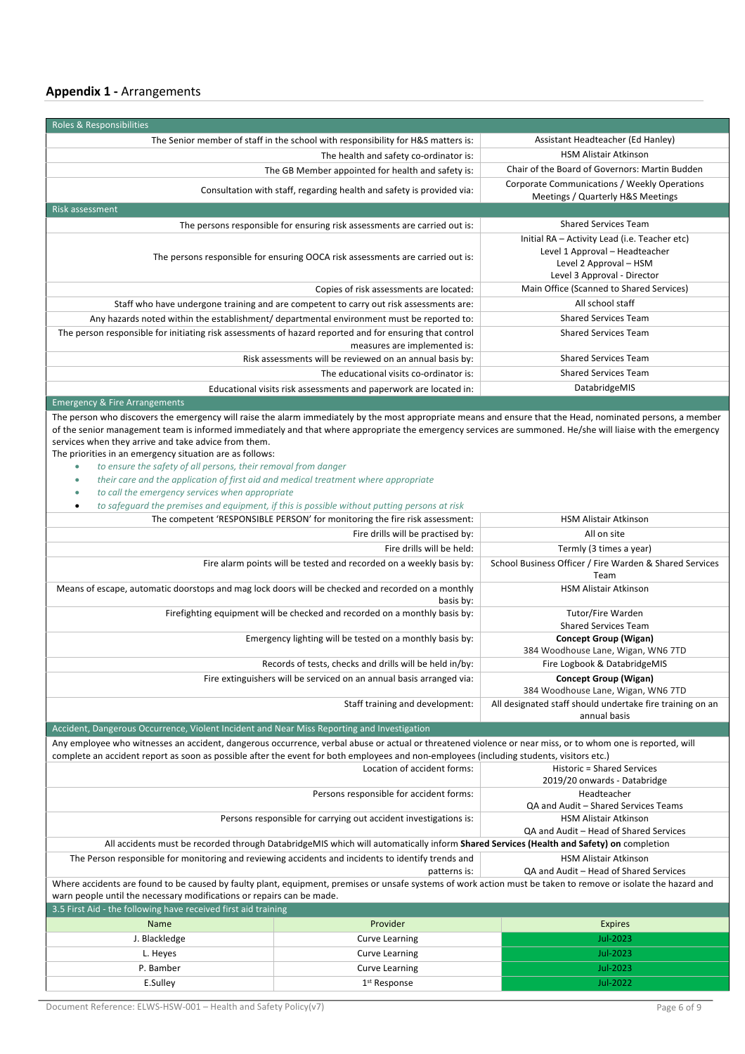## **Appendix 1 -** Arrangements

| Roles & Responsibilities | |
|---|---|
| The Senior member of staff in the school with responsibility for H&S matters is: | Assistant Headteacher (Ed Hanley) |
| The health and safety co-ordinator is: | HSM Alistair Atkinson |
| The GB Member appointed for health and safety is: | Chair of the Board of Governors: Martin Budden |
| Consultation with staff, regarding health and safety is provided via: | Corporate Communications / Weekly Operations Meetings / Quarterly H&S Meetings |
| **Risk assessment** | |
| The persons responsible for ensuring risk assessments are carried out is: | Shared Services Team |
| The persons responsible for ensuring OOCA risk assessments are carried out is: | Initial RA – Activity Lead (i.e. Teacher etc)<br>Level 1 Approval – Headteacher<br>Level 2 Approval – HSM<br>Level 3 Approval - Director |
| Copies of risk assessments are located: | Main Office (Scanned to Shared Services) |
| Staff who have undergone training and are competent to carry out risk assessments are: | All school staff |
| Any hazards noted within the establishment/ departmental environment must be reported to: | Shared Services Team |
| The person responsible for initiating risk assessments of hazard reported and for ensuring that control measures are implemented is: | Shared Services Team |
| Risk assessments will be reviewed on an annual basis by: | Shared Services Team |
| The educational visits co-ordinator is: | Shared Services Team |
| Educational visits risk assessments and paperwork are located in: | DatabridgeMIS |

**Emergency & Fire Arrangements**

The person who discovers the emergency will raise the alarm immediately by the most appropriate means and ensure that the Head, nominated persons, a member of the senior management team is informed immediately and that where appropriate the emergency services are summoned. He/she will liaise with the emergency services when they arrive and take advice from them.

The priorities in an emergency situation are as follows:

- *to ensure the safety of all persons, their removal from danger*
- *their care and the application of first aid and medical treatment where appropriate*
- *to call the emergency services when appropriate*
- *to safeguard the premises and equipment, if this is possible without putting persons at risk*

| | |
|---|---|
| The competent 'RESPONSIBLE PERSON' for monitoring the fire risk assessment: | HSM Alistair Atkinson |
| Fire drills will be practised by: | All on site |
| Fire drills will be held: | Termly (3 times a year) |
| Fire alarm points will be tested and recorded on a weekly basis by: | School Business Officer / Fire Warden & Shared Services Team |
| Means of escape, automatic doorstops and mag lock doors will be checked and recorded on a monthly basis by: | HSM Alistair Atkinson |
| Firefighting equipment will be checked and recorded on a monthly basis by: | Tutor/Fire Warden<br>Shared Services Team |
| Emergency lighting will be tested on a monthly basis by: | **Concept Group (Wigan)**<br>384 Woodhouse Lane, Wigan, WN6 7TD |
| Records of tests, checks and drills will be held in/by: | Fire Logbook & DatabridgeMIS |
| Fire extinguishers will be serviced on an annual basis arranged via: | **Concept Group (Wigan)**<br>384 Woodhouse Lane, Wigan, WN6 7TD |
| Staff training and development: | All designated staff should undertake fire training on an annual basis |

**Accident, Dangerous Occurrence, Violent Incident and Near Miss Reporting and Investigation**

Any employee who witnesses an accident, dangerous occurrence, verbal abuse or actual or threatened violence or near miss, or to whom one is reported, will complete an accident report as soon as possible after the event for both employees and non-employees (including students, visitors etc.)

| | |
|---|---|
| Location of accident forms: | Historic = Shared Services<br>2019/20 onwards - Databridge |
| Persons responsible for accident forms: | Headteacher<br>QA and Audit – Shared Services Teams |
| Persons responsible for carrying out accident investigations is: | HSM Alistair Atkinson<br>QA and Audit – Head of Shared Services |

All accidents must be recorded through DatabridgeMIS which will automatically inform **Shared Services (Health and Safety) on** completion

| | |
|---|---|
| The Person responsible for monitoring and reviewing accidents and incidents to identify trends and patterns is: | HSM Alistair Atkinson<br>QA and Audit – Head of Shared Services |

Where accidents are found to be caused by faulty plant, equipment, premises or unsafe systems of work action must be taken to remove or isolate the hazard and warn people until the necessary modifications or repairs can be made.

**3.5 First Aid - the following have received first aid training**

| Name | Provider | Expires |
|---|---|---|
| J. Blackledge | Curve Learning | Jul-2023 |
| L. Heyes | Curve Learning | Jul-2023 |
| P. Bamber | Curve Learning | Jul-2023 |
| E.Sulley | 1st Response | Jul-2022 |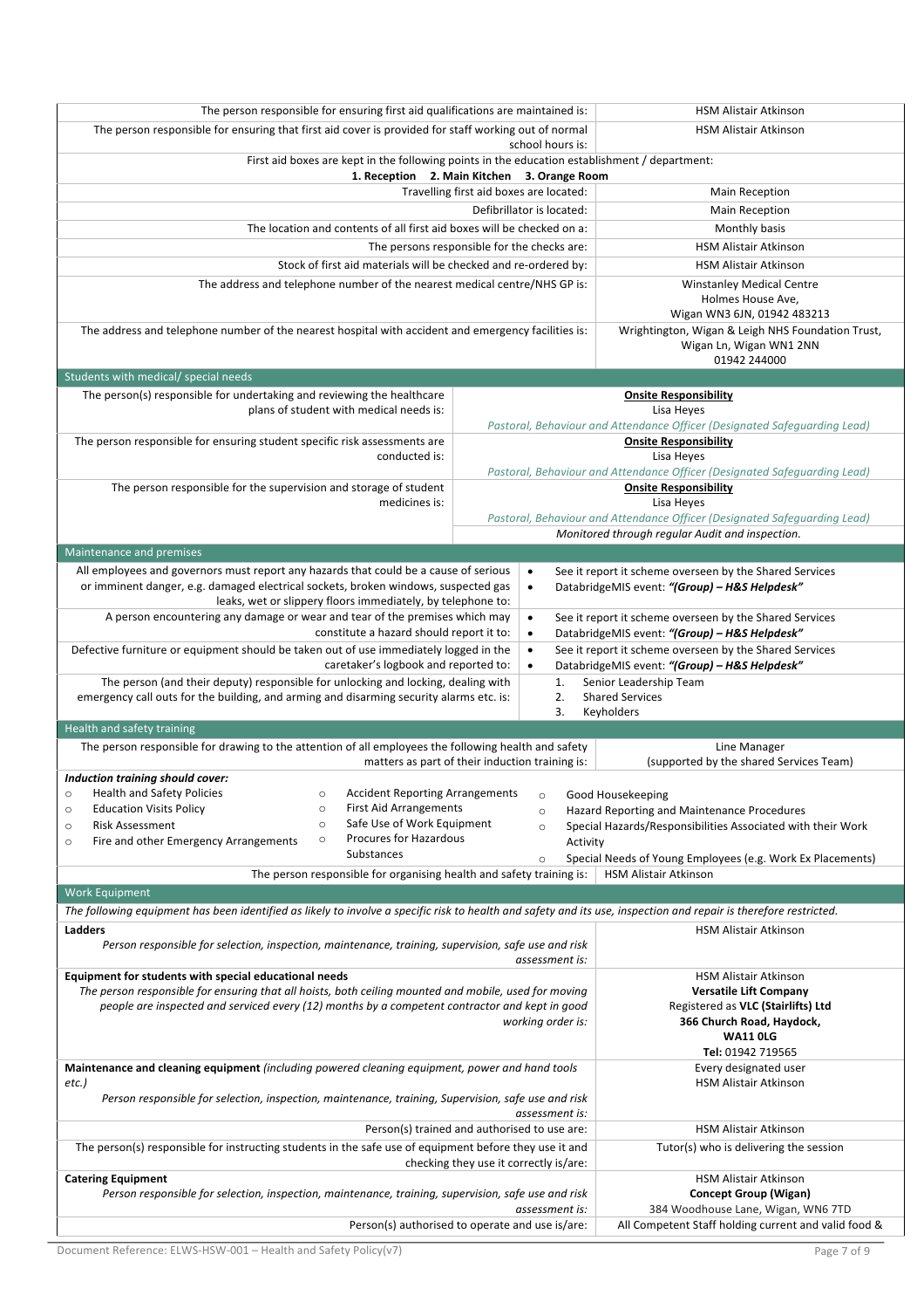| | |
|---|---|
| The person responsible for ensuring first aid qualifications are maintained is: | HSM Alistair Atkinson |
| The person responsible for ensuring that first aid cover is provided for staff working out of normal school hours is: | HSM Alistair Atkinson |
| First aid boxes are kept in the following points in the education establishment / department: **1. Reception 2. Main Kitchen 3. Orange Room** | |
| Travelling first aid boxes are located: | Main Reception |
| Defibrillator is located: | Main Reception |
| The location and contents of all first aid boxes will be checked on a: | Monthly basis |
| The persons responsible for the checks are: | HSM Alistair Atkinson |
| Stock of first aid materials will be checked and re-ordered by: | HSM Alistair Atkinson |
| The address and telephone number of the nearest medical centre/NHS GP is: | Winstanley Medical Centre<br>Holmes House Ave,<br>Wigan WN3 6JN, 01942 483213 |
| The address and telephone number of the nearest hospital with accident and emergency facilities is: | Wrightington, Wigan & Leigh NHS Foundation Trust,<br>Wigan Ln, Wigan WN1 2NN<br>01942 244000 |

## Students with medical/ special needs

| | |
|---|---|
| The person(s) responsible for undertaking and reviewing the healthcare plans of student with medical needs is: | **Onsite Responsibility**<br>Lisa Heyes<br>*Pastoral, Behaviour and Attendance Officer (Designated Safeguarding Lead)* |
| The person responsible for ensuring student specific risk assessments are conducted is: | **Onsite Responsibility**<br>Lisa Heyes<br>*Pastoral, Behaviour and Attendance Officer (Designated Safeguarding Lead)* |
| The person responsible for the supervision and storage of student medicines is: | **Onsite Responsibility**<br>Lisa Heyes<br>*Pastoral, Behaviour and Attendance Officer (Designated Safeguarding Lead)*<br>*Monitored through regular Audit and inspection.* |

## Maintenance and premises

| | |
|---|---|
| All employees and governors must report any hazards that could be a cause of serious or imminent danger, e.g. damaged electrical sockets, broken windows, suspected gas leaks, wet or slippery floors immediately, by telephone to: | • See it report it scheme overseen by the Shared Services<br>• DatabridgeMIS event: ***"(Group) – H&S Helpdesk"*** |
| A person encountering any damage or wear and tear of the premises which may constitute a hazard should report it to: | • See it report it scheme overseen by the Shared Services<br>• DatabridgeMIS event: ***"(Group) – H&S Helpdesk"*** |
| Defective furniture or equipment should be taken out of use immediately logged in the caretaker's logbook and reported to: | • See it report it scheme overseen by the Shared Services<br>• DatabridgeMIS event: ***"(Group) – H&S Helpdesk"*** |
| The person (and their deputy) responsible for unlocking and locking, dealing with emergency call outs for the building, and arming and disarming security alarms etc. is: | 1. Senior Leadership Team<br>2. Shared Services<br>3. Keyholders |

## Health and safety training

| | |
|---|---|
| The person responsible for drawing to the attention of all employees the following health and safety matters as part of their induction training is: | Line Manager<br>(supported by the shared Services Team) |

***Induction training should cover:***

- Health and Safety Policies
- Education Visits Policy
- Risk Assessment
- Fire and other Emergency Arrangements
- Accident Reporting Arrangements
- First Aid Arrangements
- Safe Use of Work Equipment
- Procures for Hazardous Substances
- Good Housekeeping
- Hazard Reporting and Maintenance Procedures
- Special Hazards/Responsibilities Associated with their Work Activity
- Special Needs of Young Employees (e.g. Work Ex Placements)

| | |
|---|---|
| The person responsible for organising health and safety training is: | HSM Alistair Atkinson |

## Work Equipment

*The following equipment has been identified as likely to involve a specific risk to health and safety and its use, inspection and repair is therefore restricted.*

| | |
|---|---|
| **Ladders**<br>*Person responsible for selection, inspection, maintenance, training, supervision, safe use and risk assessment is:* | HSM Alistair Atkinson |
| **Equipment for students with special educational needs**<br>*The person responsible for ensuring that all hoists, both ceiling mounted and mobile, used for moving people are inspected and serviced every (12) months by a competent contractor and kept in good working order is:* | HSM Alistair Atkinson<br>**Versatile Lift Company**<br>Registered as **VLC (Stairlifts) Ltd**<br>**366 Church Road, Haydock,**<br>**WA11 0LG**<br>**Tel:** 01942 719565 |
| **Maintenance and cleaning equipment** *(including powered cleaning equipment, power and hand tools etc.)*<br>*Person responsible for selection, inspection, maintenance, training, Supervision, safe use and risk assessment is:* | Every designated user<br>HSM Alistair Atkinson |
| Person(s) trained and authorised to use are: | HSM Alistair Atkinson |
| The person(s) responsible for instructing students in the safe use of equipment before they use it and checking they use it correctly is/are: | Tutor(s) who is delivering the session |
| **Catering Equipment**<br>*Person responsible for selection, inspection, maintenance, training, supervision, safe use and risk assessment is:* | HSM Alistair Atkinson<br>**Concept Group (Wigan)**<br>384 Woodhouse Lane, Wigan, WN6 7TD |
| Person(s) authorised to operate and use is/are: | All Competent Staff holding current and valid food & |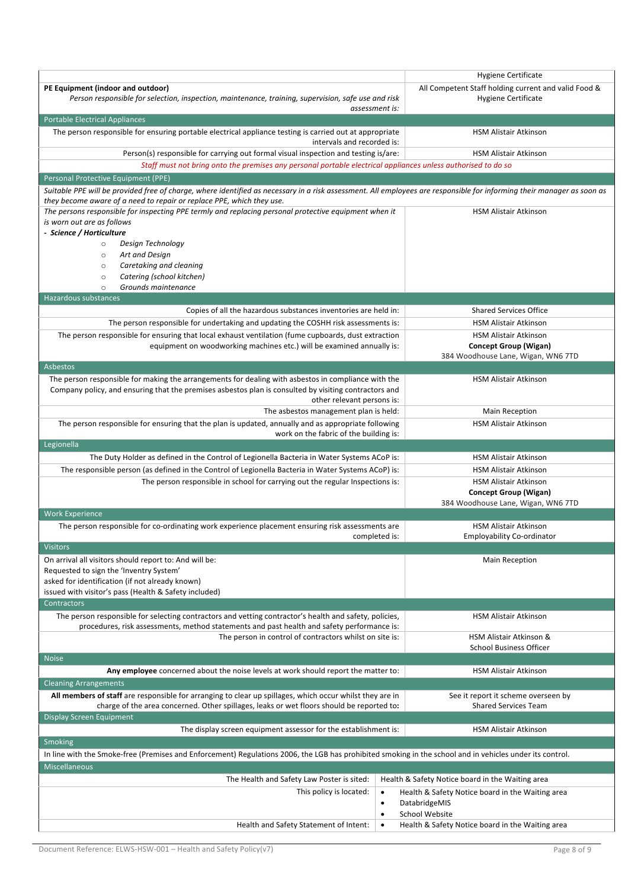| | |
|---|---|
| | Hygiene Certificate |
| **PE Equipment (indoor and outdoor)**<br>*Person responsible for selection, inspection, maintenance, training, supervision, safe use and risk assessment is:* | All Competent Staff holding current and valid Food & Hygiene Certificate |
| **Portable Electrical Appliances** | |
| The person responsible for ensuring portable electrical appliance testing is carried out at appropriate intervals and recorded is: | HSM Alistair Atkinson |
| Person(s) responsible for carrying out formal visual inspection and testing is/are: | HSM Alistair Atkinson |
| *Staff must not bring onto the premises any personal portable electrical appliances unless authorised to do so* | |
| **Personal Protective Equipment (PPE)** | |
| *Suitable PPE will be provided free of charge, where identified as necessary in a risk assessment. All employees are responsible for informing their manager as soon as they become aware of a need to repair or replace PPE, which they use.* | |
| *The persons responsible for inspecting PPE termly and replacing personal protective equipment when it is worn out are as follows*<br>***- Science / Horticulture***<br>○ *Design Technology*<br>○ *Art and Design*<br>○ *Caretaking and cleaning*<br>○ *Catering (school kitchen)*<br>○ *Grounds maintenance* | HSM Alistair Atkinson |
| **Hazardous substances** | |
| Copies of all the hazardous substances inventories are held in: | Shared Services Office |
| The person responsible for undertaking and updating the COSHH risk assessments is: | HSM Alistair Atkinson |
| The person responsible for ensuring that local exhaust ventilation (fume cupboards, dust extraction equipment on woodworking machines etc.) will be examined annually is: | HSM Alistair Atkinson<br>**Concept Group (Wigan)**<br>384 Woodhouse Lane, Wigan, WN6 7TD |
| **Asbestos** | |
| The person responsible for making the arrangements for dealing with asbestos in compliance with the Company policy, and ensuring that the premises asbestos plan is consulted by visiting contractors and other relevant persons is: | HSM Alistair Atkinson |
| The asbestos management plan is held: | Main Reception |
| The person responsible for ensuring that the plan is updated, annually and as appropriate following work on the fabric of the building is: | HSM Alistair Atkinson |
| **Legionella** | |
| The Duty Holder as defined in the Control of Legionella Bacteria in Water Systems ACoP is: | HSM Alistair Atkinson |
| The responsible person (as defined in the Control of Legionella Bacteria in Water Systems ACoP) is: | HSM Alistair Atkinson |
| The person responsible in school for carrying out the regular Inspections is: | HSM Alistair Atkinson<br>**Concept Group (Wigan)**<br>384 Woodhouse Lane, Wigan, WN6 7TD |
| **Work Experience** | |
| The person responsible for co-ordinating work experience placement ensuring risk assessments are completed is: | HSM Alistair Atkinson<br>Employability Co-ordinator |
| **Visitors** | |
| On arrival all visitors should report to: And will be:<br>Requested to sign the 'Inventry System'<br>asked for identification (if not already known)<br>issued with visitor's pass (Health & Safety included) | Main Reception |
| **Contractors** | |
| The person responsible for selecting contractors and vetting contractor's health and safety, policies, procedures, risk assessments, method statements and past health and safety performance is: | HSM Alistair Atkinson |
| The person in control of contractors whilst on site is: | HSM Alistair Atkinson &<br>School Business Officer |
| **Noise** | |
| **Any employee** concerned about the noise levels at work should report the matter to: | HSM Alistair Atkinson |
| **Cleaning Arrangements** | |
| **All members of staff** are responsible for arranging to clear up spillages, which occur whilst they are in charge of the area concerned. Other spillages, leaks or wet floors should be reported to**:** | See it report it scheme overseen by<br>Shared Services Team |
| **Display Screen Equipment** | |
| The display screen equipment assessor for the establishment is: | HSM Alistair Atkinson |
| **Smoking** | |
| In line with the Smoke-free (Premises and Enforcement) Regulations 2006, the LGB has prohibited smoking in the school and in vehicles under its control. | |
| **Miscellaneous** | |
| The Health and Safety Law Poster is sited: | Health & Safety Notice board in the Waiting area |
| This policy is located: | • Health & Safety Notice board in the Waiting area<br>• DatabridgeMIS<br>• School Website |
| Health and Safety Statement of Intent: | • Health & Safety Notice board in the Waiting area |

Document Reference: ELWS-HSW-001 – Health and Safety Policy(v7)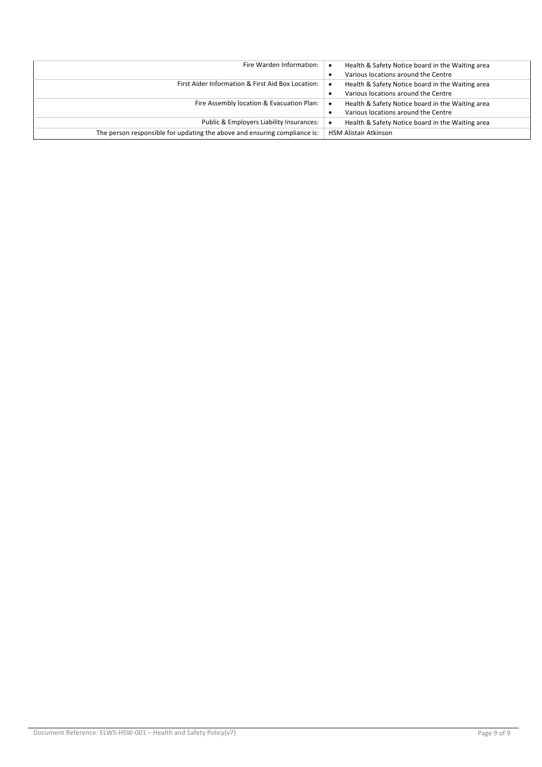| | |
|---|---|
| Fire Warden Information: | • Health & Safety Notice board in the Waiting area<br>• Various locations around the Centre |
| First Aider Information & First Aid Box Location: | • Health & Safety Notice board in the Waiting area<br>• Various locations around the Centre |
| Fire Assembly location & Evacuation Plan: | • Health & Safety Notice board in the Waiting area<br>• Various locations around the Centre |
| Public & Employers Liability Insurances: | • Health & Safety Notice board in the Waiting area |
| The person responsible for updating the above and ensuring compliance is: | HSM Alistair Atkinson |